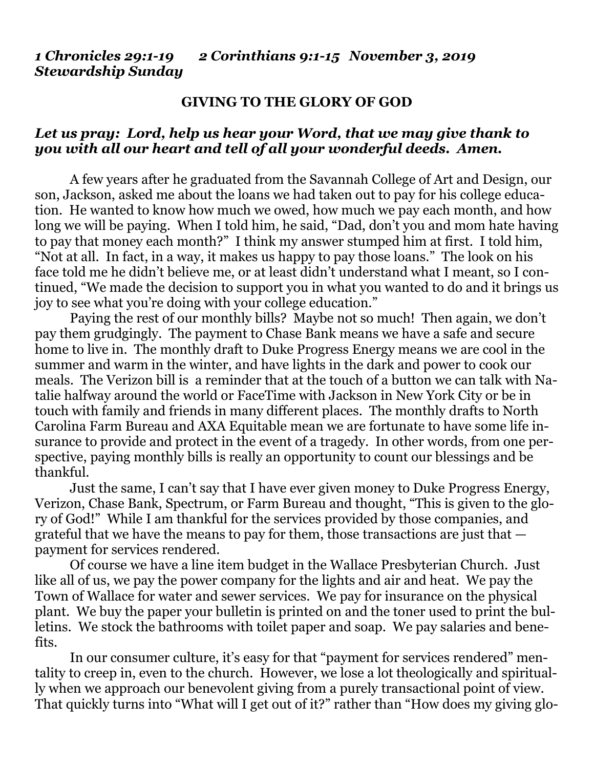*1 Chronicles 29:1-19 2 Corinthians 9:1-15 November 3, 2019*
*Stewardship Sunday*

**GIVING TO THE GLORY OF GOD**

***Let us pray: Lord, help us hear your Word, that we may give thank to you with all our heart and tell of all your wonderful deeds. Amen.***

A few years after he graduated from the Savannah College of Art and Design, our son, Jackson, asked me about the loans we had taken out to pay for his college education. He wanted to know how much we owed, how much we pay each month, and how long we will be paying. When I told him, he said, "Dad, don't you and mom hate having to pay that money each month?" I think my answer stumped him at first. I told him, "Not at all. In fact, in a way, it makes us happy to pay those loans." The look on his face told me he didn't believe me, or at least didn't understand what I meant, so I continued, "We made the decision to support you in what you wanted to do and it brings us joy to see what you're doing with your college education."

Paying the rest of our monthly bills? Maybe not so much! Then again, we don't pay them grudgingly. The payment to Chase Bank means we have a safe and secure home to live in. The monthly draft to Duke Progress Energy means we are cool in the summer and warm in the winter, and have lights in the dark and power to cook our meals. The Verizon bill is a reminder that at the touch of a button we can talk with Natalie halfway around the world or FaceTime with Jackson in New York City or be in touch with family and friends in many different places. The monthly drafts to North Carolina Farm Bureau and AXA Equitable mean we are fortunate to have some life insurance to provide and protect in the event of a tragedy. In other words, from one perspective, paying monthly bills is really an opportunity to count our blessings and be thankful.

Just the same, I can't say that I have ever given money to Duke Progress Energy, Verizon, Chase Bank, Spectrum, or Farm Bureau and thought, "This is given to the glory of God!" While I am thankful for the services provided by those companies, and grateful that we have the means to pay for them, those transactions are just that — payment for services rendered.

Of course we have a line item budget in the Wallace Presbyterian Church. Just like all of us, we pay the power company for the lights and air and heat. We pay the Town of Wallace for water and sewer services. We pay for insurance on the physical plant. We buy the paper your bulletin is printed on and the toner used to print the bulletins. We stock the bathrooms with toilet paper and soap. We pay salaries and benefits.

In our consumer culture, it's easy for that "payment for services rendered" mentality to creep in, even to the church. However, we lose a lot theologically and spiritually when we approach our benevolent giving from a purely transactional point of view. That quickly turns into "What will I get out of it?" rather than "How does my giving glo-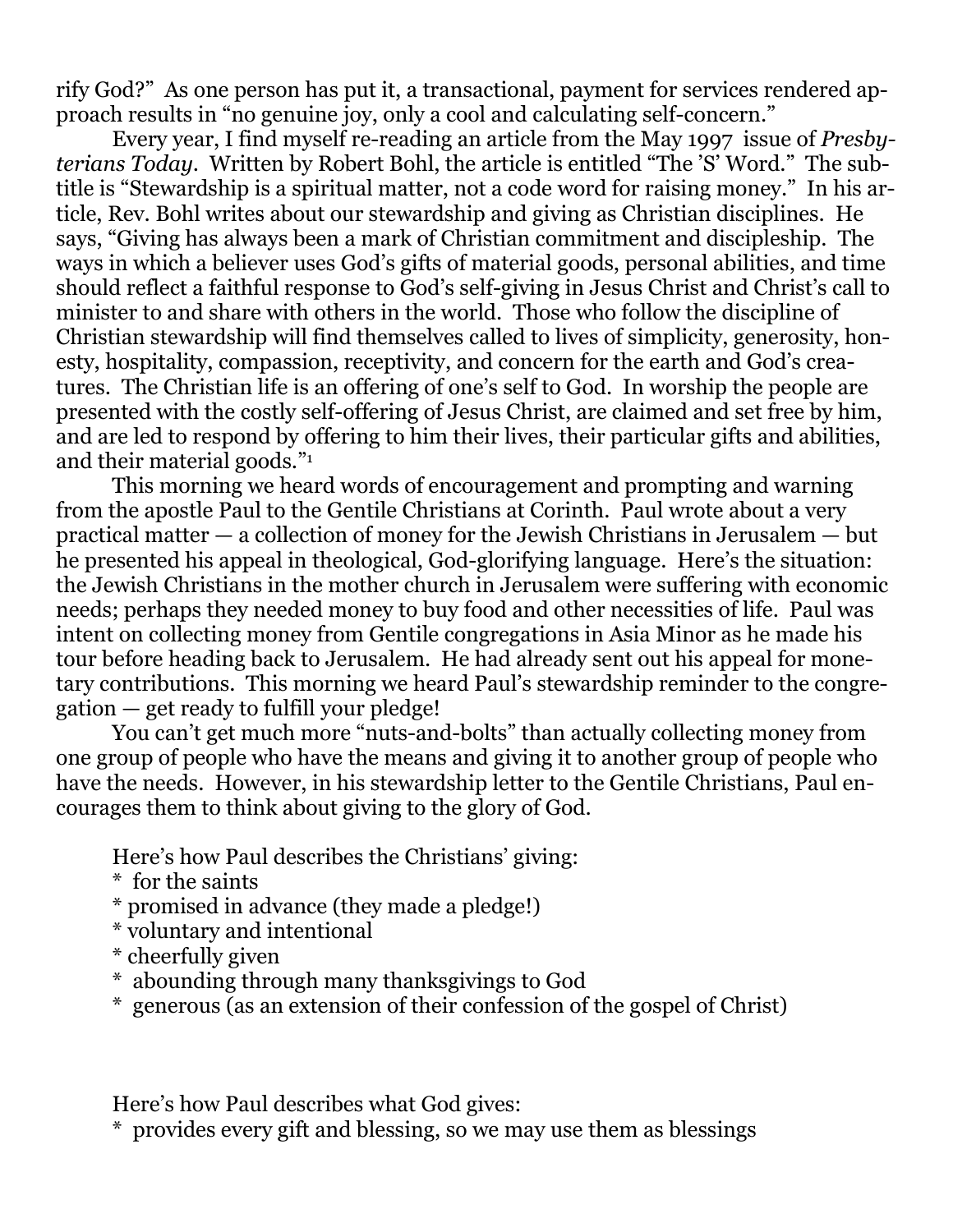rify God?" As one person has put it, a transactional, payment for services rendered approach results in "no genuine joy, only a cool and calculating self-concern."

Every year, I find myself re-reading an article from the May 1997 issue of *Presbyterians Today*. Written by Robert Bohl, the article is entitled "The 'S' Word." The subtitle is "Stewardship is a spiritual matter, not a code word for raising money." In his article, Rev. Bohl writes about our stewardship and giving as Christian disciplines. He says, "Giving has always been a mark of Christian commitment and discipleship. The ways in which a believer uses God's gifts of material goods, personal abilities, and time should reflect a faithful response to God's self-giving in Jesus Christ and Christ's call to minister to and share with others in the world. Those who follow the discipline of Christian stewardship will find themselves called to lives of simplicity, generosity, honesty, hospitality, compassion, receptivity, and concern for the earth and God's creatures. The Christian life is an offering of one's self to God. In worship the people are presented with the costly self-offering of Jesus Christ, are claimed and set free by him, and are led to respond by offering to him their lives, their particular gifts and abilities, and their material goods."[1]

This morning we heard words of encouragement and prompting and warning from the apostle Paul to the Gentile Christians at Corinth. Paul wrote about a very practical matter — a collection of money for the Jewish Christians in Jerusalem — but he presented his appeal in theological, God-glorifying language. Here's the situation: the Jewish Christians in the mother church in Jerusalem were suffering with economic needs; perhaps they needed money to buy food and other necessities of life. Paul was intent on collecting money from Gentile congregations in Asia Minor as he made his tour before heading back to Jerusalem. He had already sent out his appeal for monetary contributions. This morning we heard Paul's stewardship reminder to the congregation — get ready to fulfill your pledge!

You can't get much more "nuts-and-bolts" than actually collecting money from one group of people who have the means and giving it to another group of people who have the needs. However, in his stewardship letter to the Gentile Christians, Paul encourages them to think about giving to the glory of God.

Here's how Paul describes the Christians' giving:

* for the saints
* promised in advance (they made a pledge!)
* voluntary and intentional
* cheerfully given
* abounding through many thanksgivings to God
* generous (as an extension of their confession of the gospel of Christ)

Here's how Paul describes what God gives:

* provides every gift and blessing, so we may use them as blessings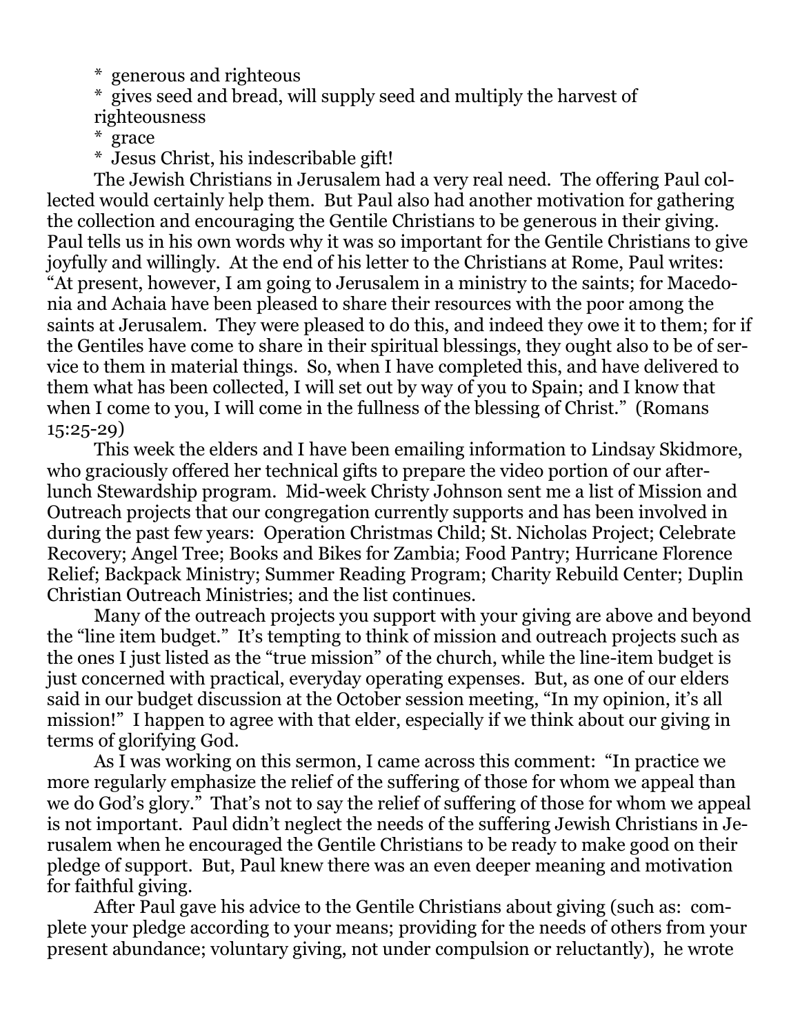* generous and righteous
* gives seed and bread, will supply seed and multiply the harvest of righteousness
* grace
* Jesus Christ, his indescribable gift!

The Jewish Christians in Jerusalem had a very real need. The offering Paul collected would certainly help them. But Paul also had another motivation for gathering the collection and encouraging the Gentile Christians to be generous in their giving. Paul tells us in his own words why it was so important for the Gentile Christians to give joyfully and willingly. At the end of his letter to the Christians at Rome, Paul writes: "At present, however, I am going to Jerusalem in a ministry to the saints; for Macedonia and Achaia have been pleased to share their resources with the poor among the saints at Jerusalem. They were pleased to do this, and indeed they owe it to them; for if the Gentiles have come to share in their spiritual blessings, they ought also to be of service to them in material things. So, when I have completed this, and have delivered to them what has been collected, I will set out by way of you to Spain; and I know that when I come to you, I will come in the fullness of the blessing of Christ." (Romans 15:25-29)

This week the elders and I have been emailing information to Lindsay Skidmore, who graciously offered her technical gifts to prepare the video portion of our after-lunch Stewardship program. Mid-week Christy Johnson sent me a list of Mission and Outreach projects that our congregation currently supports and has been involved in during the past few years: Operation Christmas Child; St. Nicholas Project; Celebrate Recovery; Angel Tree; Books and Bikes for Zambia; Food Pantry; Hurricane Florence Relief; Backpack Ministry; Summer Reading Program; Charity Rebuild Center; Duplin Christian Outreach Ministries; and the list continues.

Many of the outreach projects you support with your giving are above and beyond the "line item budget." It's tempting to think of mission and outreach projects such as the ones I just listed as the "true mission" of the church, while the line-item budget is just concerned with practical, everyday operating expenses. But, as one of our elders said in our budget discussion at the October session meeting, "In my opinion, it's all mission!" I happen to agree with that elder, especially if we think about our giving in terms of glorifying God.

As I was working on this sermon, I came across this comment: "In practice we more regularly emphasize the relief of the suffering of those for whom we appeal than we do God's glory." That's not to say the relief of suffering of those for whom we appeal is not important. Paul didn't neglect the needs of the suffering Jewish Christians in Jerusalem when he encouraged the Gentile Christians to be ready to make good on their pledge of support. But, Paul knew there was an even deeper meaning and motivation for faithful giving.

After Paul gave his advice to the Gentile Christians about giving (such as: complete your pledge according to your means; providing for the needs of others from your present abundance; voluntary giving, not under compulsion or reluctantly), he wrote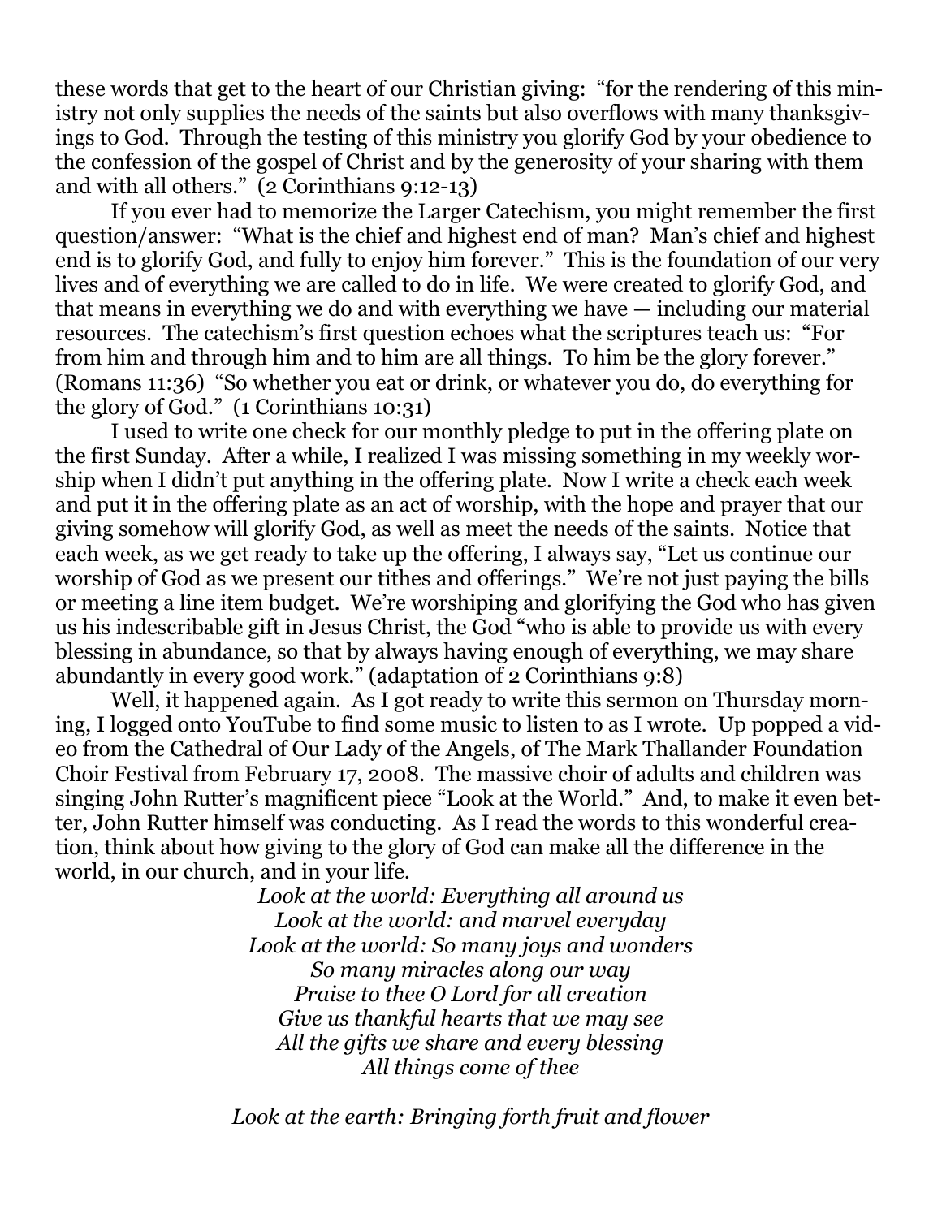these words that get to the heart of our Christian giving: "for the rendering of this ministry not only supplies the needs of the saints but also overflows with many thanksgivings to God. Through the testing of this ministry you glorify God by your obedience to the confession of the gospel of Christ and by the generosity of your sharing with them and with all others." (2 Corinthians 9:12-13)

If you ever had to memorize the Larger Catechism, you might remember the first question/answer: "What is the chief and highest end of man? Man's chief and highest end is to glorify God, and fully to enjoy him forever." This is the foundation of our very lives and of everything we are called to do in life. We were created to glorify God, and that means in everything we do and with everything we have — including our material resources. The catechism's first question echoes what the scriptures teach us: "For from him and through him and to him are all things. To him be the glory forever." (Romans 11:36) "So whether you eat or drink, or whatever you do, do everything for the glory of God." (1 Corinthians 10:31)

I used to write one check for our monthly pledge to put in the offering plate on the first Sunday. After a while, I realized I was missing something in my weekly worship when I didn't put anything in the offering plate. Now I write a check each week and put it in the offering plate as an act of worship, with the hope and prayer that our giving somehow will glorify God, as well as meet the needs of the saints. Notice that each week, as we get ready to take up the offering, I always say, "Let us continue our worship of God as we present our tithes and offerings." We're not just paying the bills or meeting a line item budget. We're worshiping and glorifying the God who has given us his indescribable gift in Jesus Christ, the God "who is able to provide us with every blessing in abundance, so that by always having enough of everything, we may share abundantly in every good work." (adaptation of 2 Corinthians 9:8)

Well, it happened again. As I got ready to write this sermon on Thursday morning, I logged onto YouTube to find some music to listen to as I wrote. Up popped a video from the Cathedral of Our Lady of the Angels, of The Mark Thallander Foundation Choir Festival from February 17, 2008. The massive choir of adults and children was singing John Rutter's magnificent piece "Look at the World." And, to make it even better, John Rutter himself was conducting. As I read the words to this wonderful creation, think about how giving to the glory of God can make all the difference in the world, in our church, and in your life.

*Look at the world: Everything all around us*
*Look at the world: and marvel everyday*
*Look at the world: So many joys and wonders*
*So many miracles along our way*
*Praise to thee O Lord for all creation*
*Give us thankful hearts that we may see*
*All the gifts we share and every blessing*
*All things come of thee*

*Look at the earth: Bringing forth fruit and flower*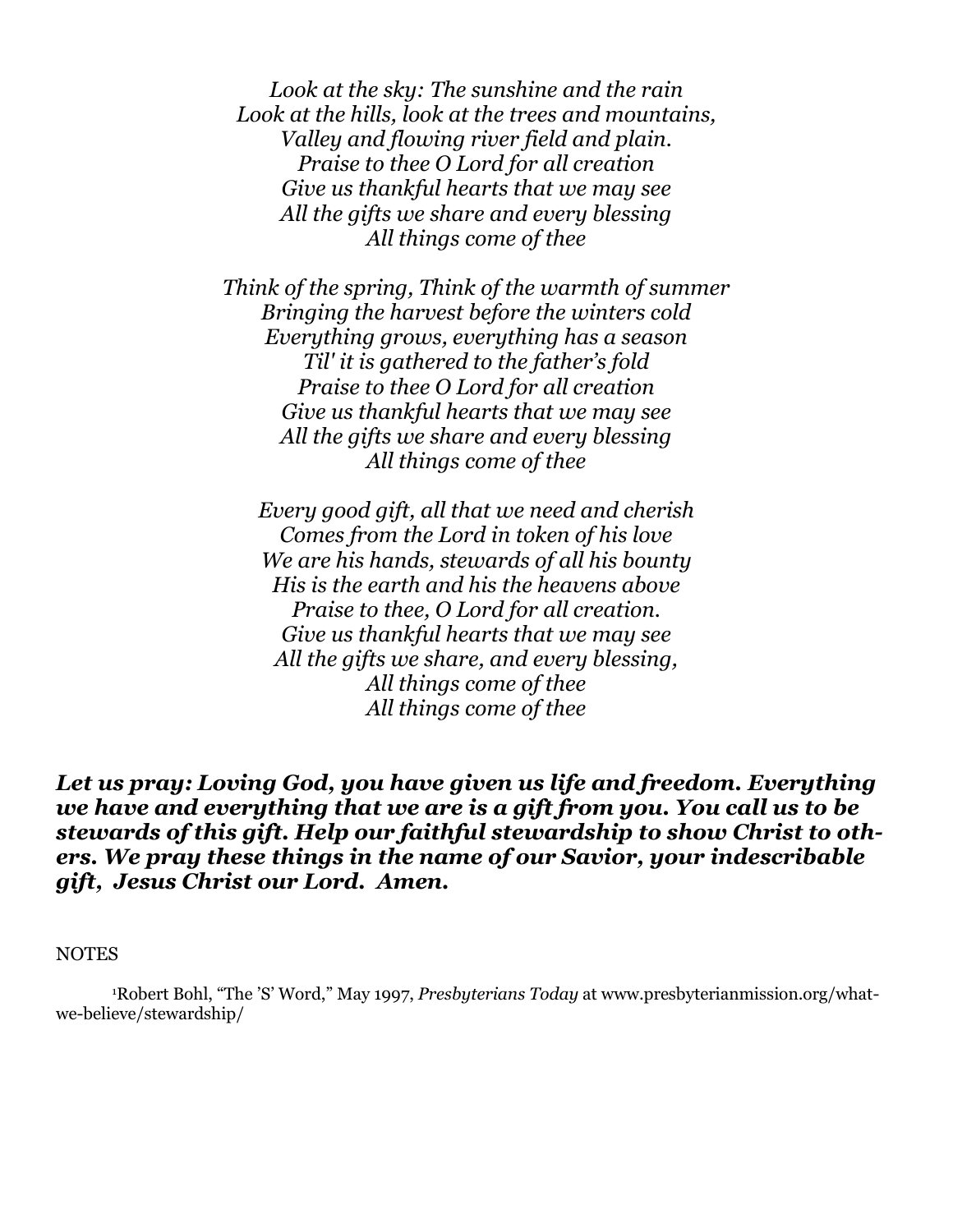*Look at the sky: The sunshine and the rain*
*Look at the hills, look at the trees and mountains,*
*Valley and flowing river field and plain.*
*Praise to thee O Lord for all creation*
*Give us thankful hearts that we may see*
*All the gifts we share and every blessing*
*All things come of thee*

*Think of the spring, Think of the warmth of summer*
*Bringing the harvest before the winters cold*
*Everything grows, everything has a season*
*Til' it is gathered to the father's fold*
*Praise to thee O Lord for all creation*
*Give us thankful hearts that we may see*
*All the gifts we share and every blessing*
*All things come of thee*

*Every good gift, all that we need and cherish*
*Comes from the Lord in token of his love*
*We are his hands, stewards of all his bounty*
*His is the earth and his the heavens above*
*Praise to thee, O Lord for all creation.*
*Give us thankful hearts that we may see*
*All the gifts we share, and every blessing,*
*All things come of thee*
*All things come of thee*

***Let us pray: Loving God, you have given us life and freedom. Everything we have and everything that we are is a gift from you. You call us to be stewards of this gift. Help our faithful stewardship to show Christ to others. We pray these things in the name of our Savior, your indescribable gift, Jesus Christ our Lord. Amen.***

NOTES

[1]Robert Bohl, "The 'S' Word," May 1997, *Presbyterians Today* at www.presbyterianmission.org/what-we-believe/stewardship/